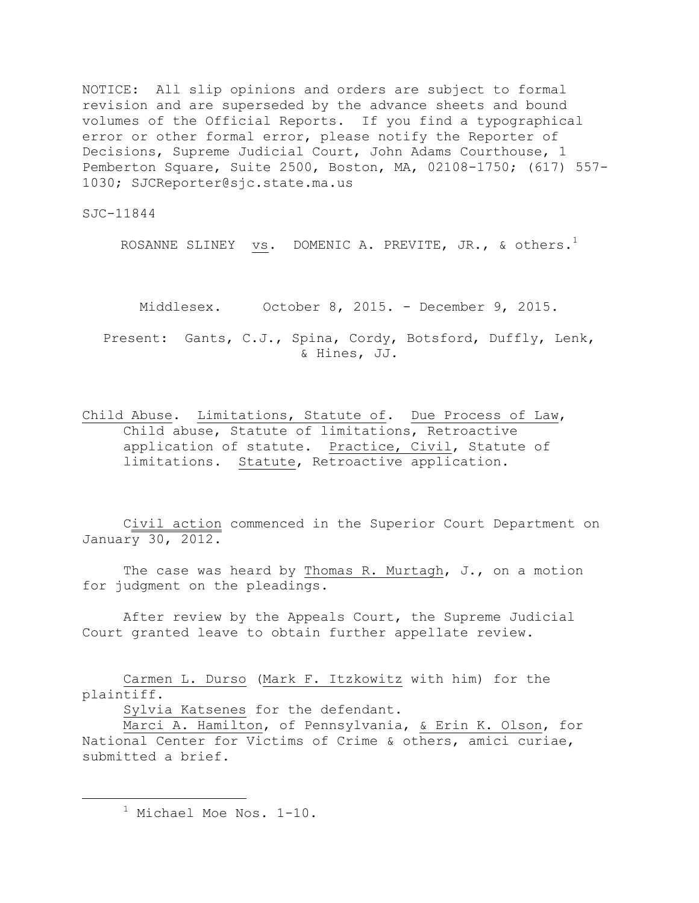NOTICE: All slip opinions and orders are subject to formal revision and are superseded by the advance sheets and bound volumes of the Official Reports. If you find a typographical error or other formal error, please notify the Reporter of Decisions, Supreme Judicial Court, John Adams Courthouse, 1 Pemberton Square, Suite 2500, Boston, MA, 02108-1750; (617) 557-1030; SJCReporter@sjc.state.ma.us

SJC-11844

ROSANNE SLINEY vs. DOMENIC A. PREVITE, JR., & others.[1]

Middlesex. October 8, 2015. - December 9, 2015.

Present: Gants, C.J., Spina, Cordy, Botsford, Duffly, Lenk, & Hines, JJ.

Child Abuse. Limitations, Statute of. Due Process of Law, Child abuse, Statute of limitations, Retroactive application of statute. Practice, Civil, Statute of limitations. Statute, Retroactive application.

Civil action commenced in the Superior Court Department on January 30, 2012.

The case was heard by Thomas R. Murtagh, J., on a motion for judgment on the pleadings.

After review by the Appeals Court, the Supreme Judicial Court granted leave to obtain further appellate review.

Carmen L. Durso (Mark F. Itzkowitz with him) for the plaintiff.
Sylvia Katsenes for the defendant.
Marci A. Hamilton, of Pennsylvania, & Erin K. Olson, for National Center for Victims of Crime & others, amici curiae, submitted a brief.

---

[1] Michael Moe Nos. 1-10.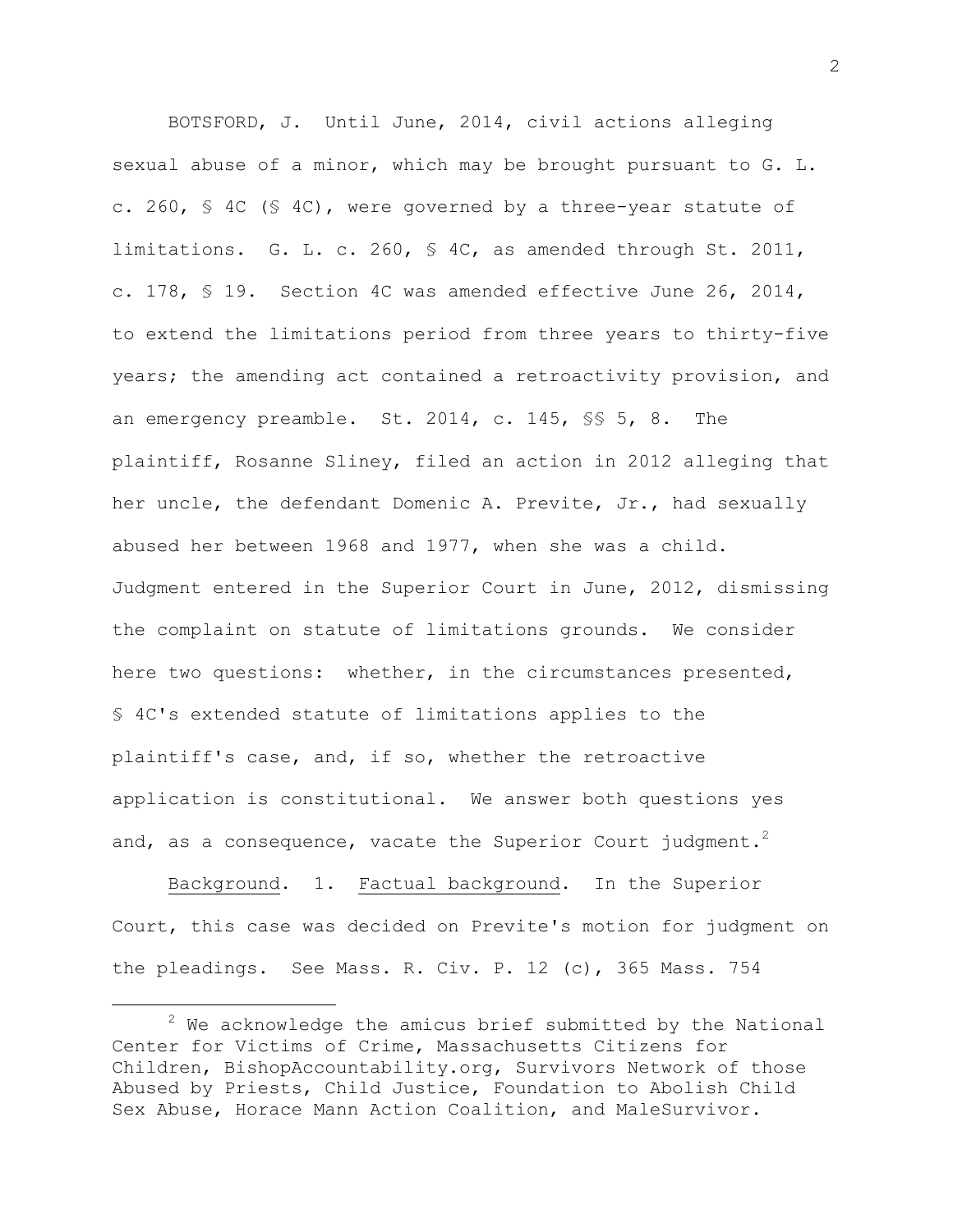BOTSFORD, J. Until June, 2014, civil actions alleging sexual abuse of a minor, which may be brought pursuant to G. L. c. 260, § 4C (§ 4C), were governed by a three-year statute of limitations. G. L. c. 260, § 4C, as amended through St. 2011, c. 178, § 19. Section 4C was amended effective June 26, 2014, to extend the limitations period from three years to thirty-five years; the amending act contained a retroactivity provision, and an emergency preamble. St. 2014, c. 145, §§ 5, 8. The plaintiff, Rosanne Sliney, filed an action in 2012 alleging that her uncle, the defendant Domenic A. Previte, Jr., had sexually abused her between 1968 and 1977, when she was a child. Judgment entered in the Superior Court in June, 2012, dismissing the complaint on statute of limitations grounds. We consider here two questions: whether, in the circumstances presented, § 4C's extended statute of limitations applies to the plaintiff's case, and, if so, whether the retroactive application is constitutional. We answer both questions yes and, as a consequence, vacate the Superior Court judgment.[2]

<u>Background</u>. 1. <u>Factual background</u>. In the Superior Court, this case was decided on Previte's motion for judgment on the pleadings. See Mass. R. Civ. P. 12 (c), 365 Mass. 754

---

[2] We acknowledge the amicus brief submitted by the National Center for Victims of Crime, Massachusetts Citizens for Children, BishopAccountability.org, Survivors Network of those Abused by Priests, Child Justice, Foundation to Abolish Child Sex Abuse, Horace Mann Action Coalition, and MaleSurvivor.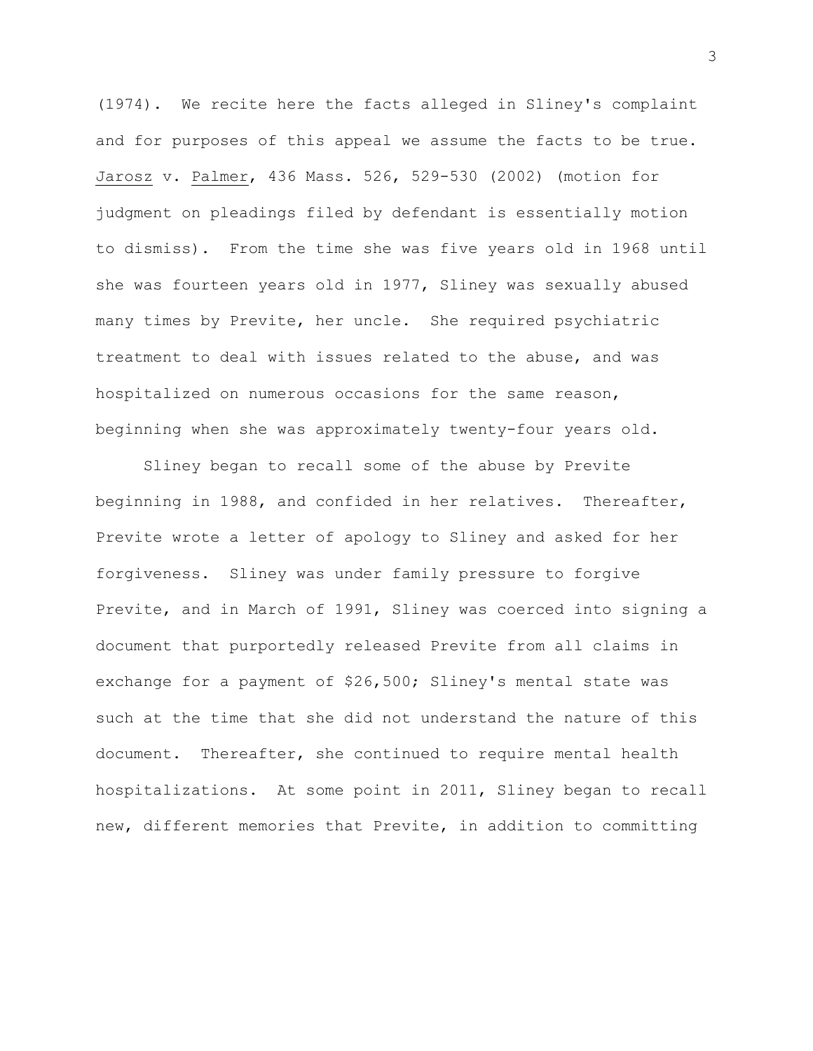(1974). We recite here the facts alleged in Sliney's complaint and for purposes of this appeal we assume the facts to be true. Jarosz v. Palmer, 436 Mass. 526, 529-530 (2002) (motion for judgment on pleadings filed by defendant is essentially motion to dismiss). From the time she was five years old in 1968 until she was fourteen years old in 1977, Sliney was sexually abused many times by Previte, her uncle. She required psychiatric treatment to deal with issues related to the abuse, and was hospitalized on numerous occasions for the same reason, beginning when she was approximately twenty-four years old.

Sliney began to recall some of the abuse by Previte beginning in 1988, and confided in her relatives. Thereafter, Previte wrote a letter of apology to Sliney and asked for her forgiveness. Sliney was under family pressure to forgive Previte, and in March of 1991, Sliney was coerced into signing a document that purportedly released Previte from all claims in exchange for a payment of $26,500; Sliney's mental state was such at the time that she did not understand the nature of this document. Thereafter, she continued to require mental health hospitalizations. At some point in 2011, Sliney began to recall new, different memories that Previte, in addition to committing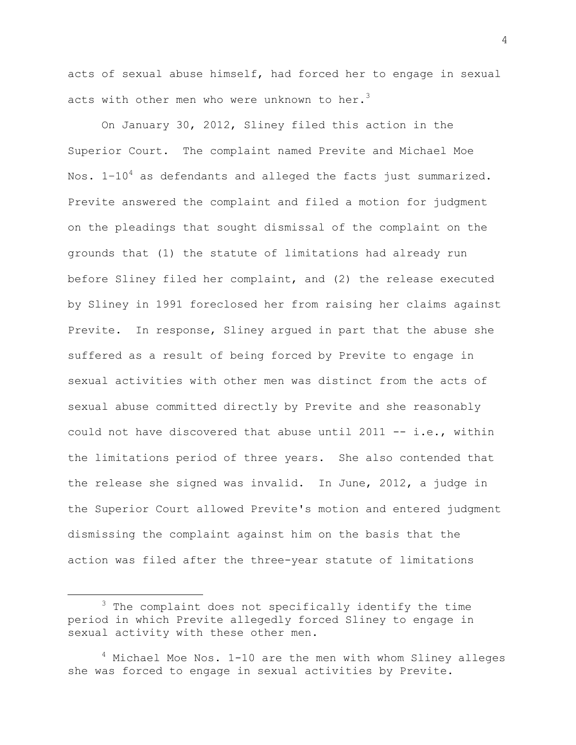acts of sexual abuse himself, had forced her to engage in sexual acts with other men who were unknown to her.[3]

On January 30, 2012, Sliney filed this action in the Superior Court. The complaint named Previte and Michael Moe Nos. 1-10[4] as defendants and alleged the facts just summarized. Previte answered the complaint and filed a motion for judgment on the pleadings that sought dismissal of the complaint on the grounds that (1) the statute of limitations had already run before Sliney filed her complaint, and (2) the release executed by Sliney in 1991 foreclosed her from raising her claims against Previte. In response, Sliney argued in part that the abuse she suffered as a result of being forced by Previte to engage in sexual activities with other men was distinct from the acts of sexual abuse committed directly by Previte and she reasonably could not have discovered that abuse until 2011 -- i.e., within the limitations period of three years. She also contended that the release she signed was invalid. In June, 2012, a judge in the Superior Court allowed Previte's motion and entered judgment dismissing the complaint against him on the basis that the action was filed after the three-year statute of limitations

---

[3] The complaint does not specifically identify the time period in which Previte allegedly forced Sliney to engage in sexual activity with these other men.

[4] Michael Moe Nos. 1-10 are the men with whom Sliney alleges she was forced to engage in sexual activities by Previte.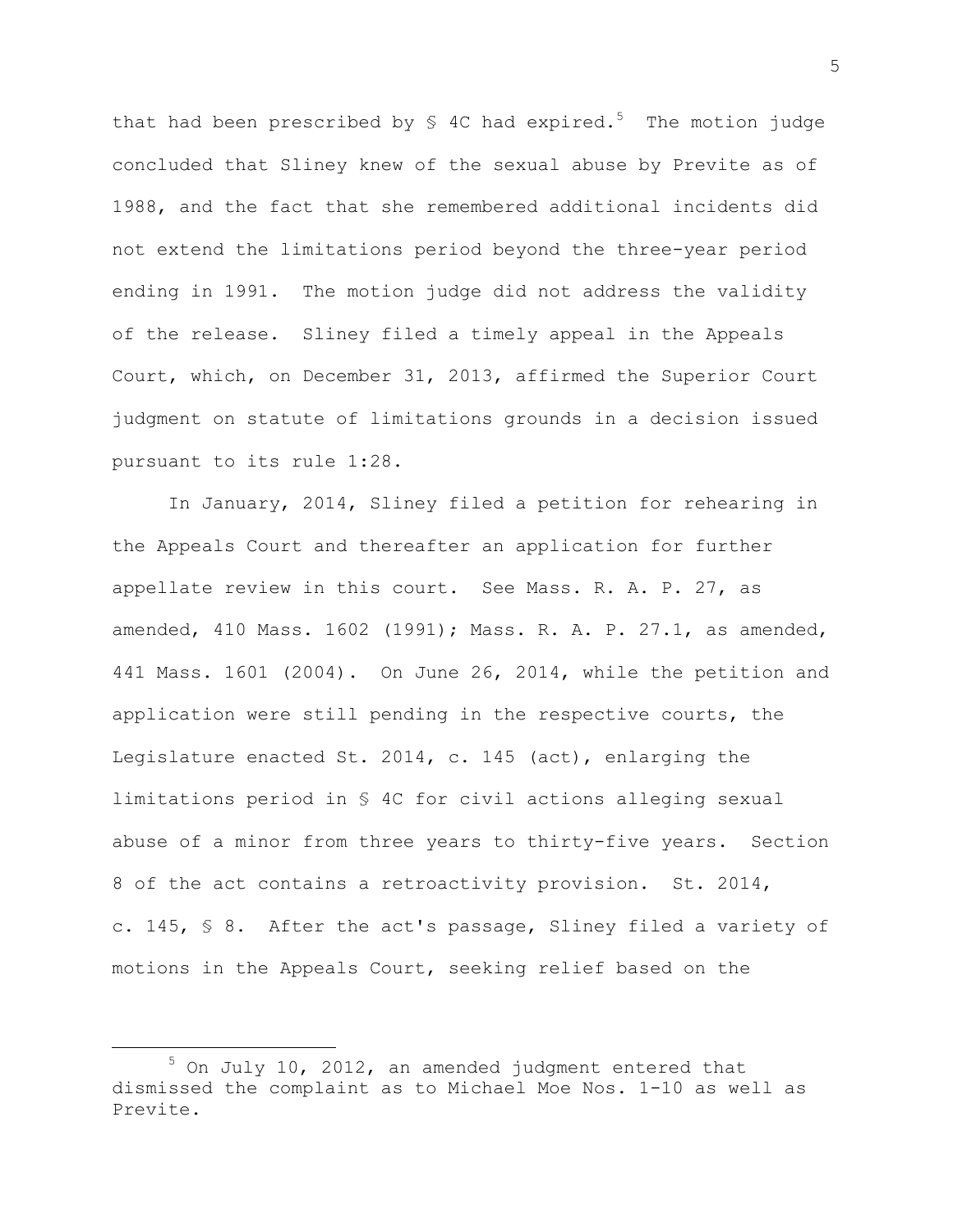that had been prescribed by § 4C had expired.[5] The motion judge concluded that Sliney knew of the sexual abuse by Previte as of 1988, and the fact that she remembered additional incidents did not extend the limitations period beyond the three-year period ending in 1991. The motion judge did not address the validity of the release. Sliney filed a timely appeal in the Appeals Court, which, on December 31, 2013, affirmed the Superior Court judgment on statute of limitations grounds in a decision issued pursuant to its rule 1:28.

In January, 2014, Sliney filed a petition for rehearing in the Appeals Court and thereafter an application for further appellate review in this court. See Mass. R. A. P. 27, as amended, 410 Mass. 1602 (1991); Mass. R. A. P. 27.1, as amended, 441 Mass. 1601 (2004). On June 26, 2014, while the petition and application were still pending in the respective courts, the Legislature enacted St. 2014, c. 145 (act), enlarging the limitations period in § 4C for civil actions alleging sexual abuse of a minor from three years to thirty-five years. Section 8 of the act contains a retroactivity provision. St. 2014, c. 145, § 8. After the act's passage, Sliney filed a variety of motions in the Appeals Court, seeking relief based on the

[5] On July 10, 2012, an amended judgment entered that dismissed the complaint as to Michael Moe Nos. 1-10 as well as Previte.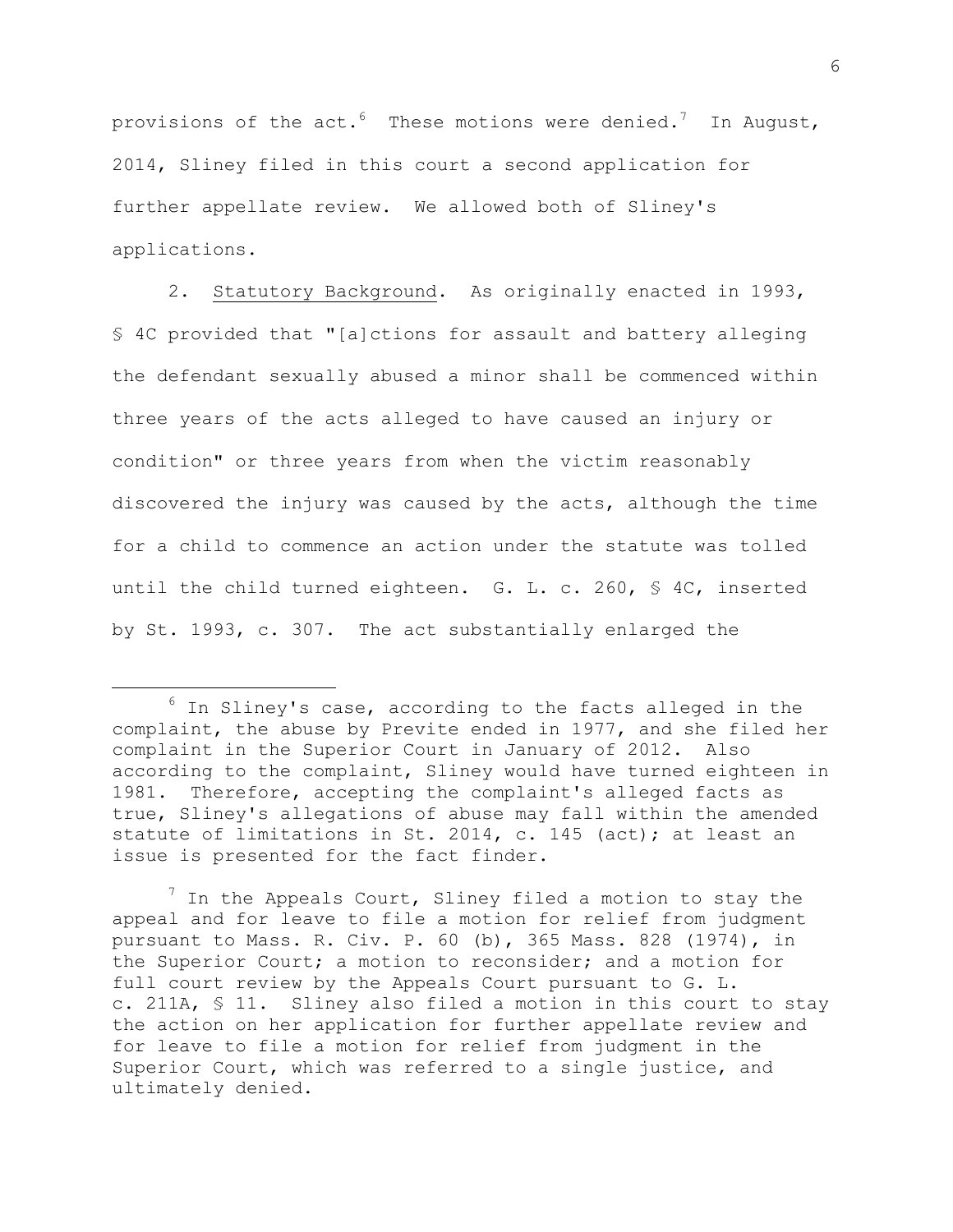provisions of the act.[6] These motions were denied.[7] In August, 2014, Sliney filed in this court a second application for further appellate review. We allowed both of Sliney's applications.

2. Statutory Background. As originally enacted in 1993, § 4C provided that "[a]ctions for assault and battery alleging the defendant sexually abused a minor shall be commenced within three years of the acts alleged to have caused an injury or condition" or three years from when the victim reasonably discovered the injury was caused by the acts, although the time for a child to commence an action under the statute was tolled until the child turned eighteen. G. L. c. 260, § 4C, inserted by St. 1993, c. 307. The act substantially enlarged the

---

[6] In Sliney's case, according to the facts alleged in the complaint, the abuse by Previte ended in 1977, and she filed her complaint in the Superior Court in January of 2012. Also according to the complaint, Sliney would have turned eighteen in 1981. Therefore, accepting the complaint's alleged facts as true, Sliney's allegations of abuse may fall within the amended statute of limitations in St. 2014, c. 145 (act); at least an issue is presented for the fact finder.

[7] In the Appeals Court, Sliney filed a motion to stay the appeal and for leave to file a motion for relief from judgment pursuant to Mass. R. Civ. P. 60 (b), 365 Mass. 828 (1974), in the Superior Court; a motion to reconsider; and a motion for full court review by the Appeals Court pursuant to G. L. c. 211A, § 11. Sliney also filed a motion in this court to stay the action on her application for further appellate review and for leave to file a motion for relief from judgment in the Superior Court, which was referred to a single justice, and ultimately denied.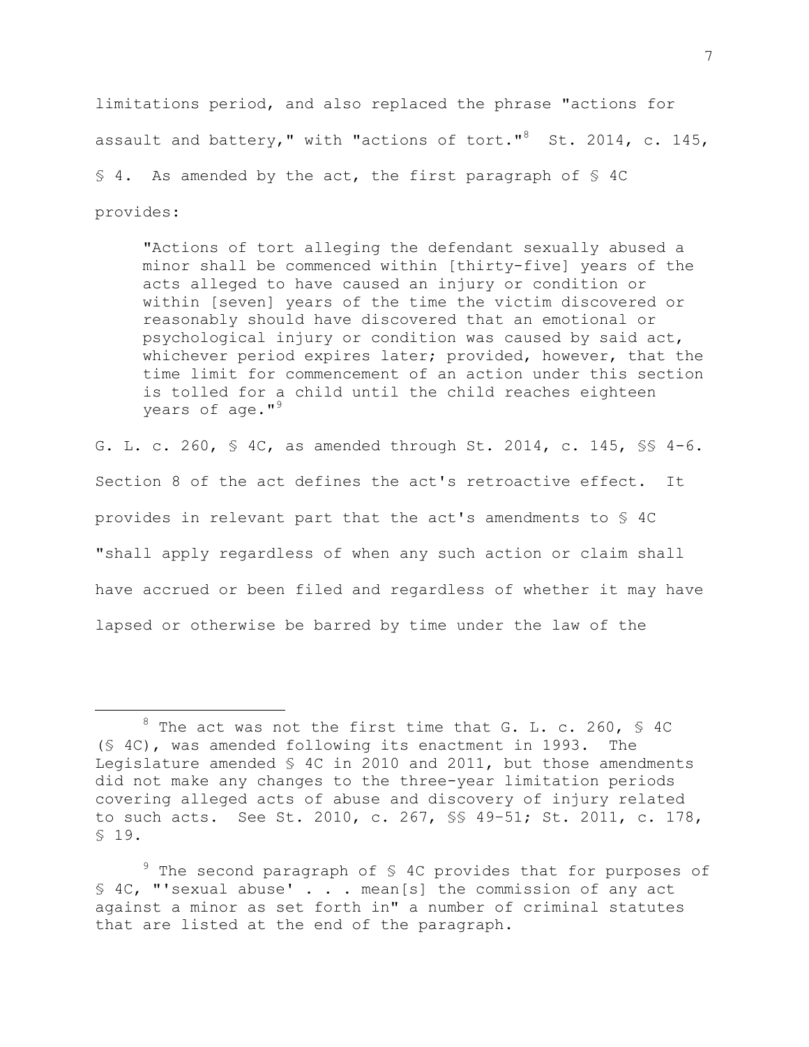limitations period, and also replaced the phrase "actions for assault and battery," with "actions of tort."[8] St. 2014, c. 145, § 4. As amended by the act, the first paragraph of § 4C provides:

> "Actions of tort alleging the defendant sexually abused a minor shall be commenced within [thirty-five] years of the acts alleged to have caused an injury or condition or within [seven] years of the time the victim discovered or reasonably should have discovered that an emotional or psychological injury or condition was caused by said act, whichever period expires later; provided, however, that the time limit for commencement of an action under this section is tolled for a child until the child reaches eighteen years of age."[9]

G. L. c. 260, § 4C, as amended through St. 2014, c. 145, §§ 4-6. Section 8 of the act defines the act's retroactive effect. It provides in relevant part that the act's amendments to § 4C "shall apply regardless of when any such action or claim shall have accrued or been filed and regardless of whether it may have lapsed or otherwise be barred by time under the law of the

---

[8] The act was not the first time that G. L. c. 260, § 4C (§ 4C), was amended following its enactment in 1993. The Legislature amended § 4C in 2010 and 2011, but those amendments did not make any changes to the three-year limitation periods covering alleged acts of abuse and discovery of injury related to such acts. See St. 2010, c. 267, §§ 49-51; St. 2011, c. 178, § 19.

[9] The second paragraph of § 4C provides that for purposes of § 4C, "'sexual abuse' . . . mean[s] the commission of any act against a minor as set forth in" a number of criminal statutes that are listed at the end of the paragraph.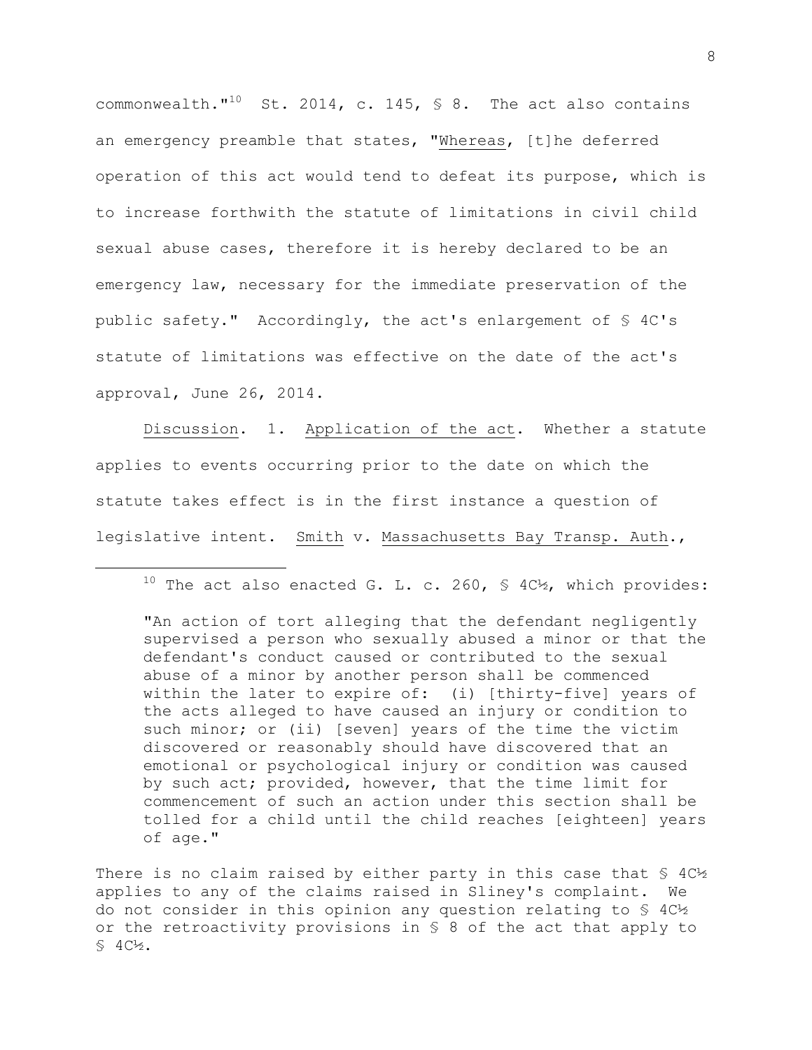commonwealth."[10] St. 2014, c. 145, § 8. The act also contains an emergency preamble that states, "_Whereas_, [t]he deferred operation of this act would tend to defeat its purpose, which is to increase forthwith the statute of limitations in civil child sexual abuse cases, therefore it is hereby declared to be an emergency law, necessary for the immediate preservation of the public safety." Accordingly, the act's enlargement of § 4C's statute of limitations was effective on the date of the act's approval, June 26, 2014.

_Discussion_. 1. _Application of the act_. Whether a statute applies to events occurring prior to the date on which the statute takes effect is in the first instance a question of legislative intent. _Smith_ v. _Massachusetts Bay Transp. Auth_.,

---

[10] The act also enacted G. L. c. 260, § 4C½, which provides:

> "An action of tort alleging that the defendant negligently supervised a person who sexually abused a minor or that the defendant's conduct caused or contributed to the sexual abuse of a minor by another person shall be commenced within the later to expire of: (i) [thirty-five] years of the acts alleged to have caused an injury or condition to such minor; or (ii) [seven] years of the time the victim discovered or reasonably should have discovered that an emotional or psychological injury or condition was caused by such act; provided, however, that the time limit for commencement of such an action under this section shall be tolled for a child until the child reaches [eighteen] years of age."

There is no claim raised by either party in this case that § 4C½ applies to any of the claims raised in Sliney's complaint. We do not consider in this opinion any question relating to § 4C½ or the retroactivity provisions in § 8 of the act that apply to § 4C½.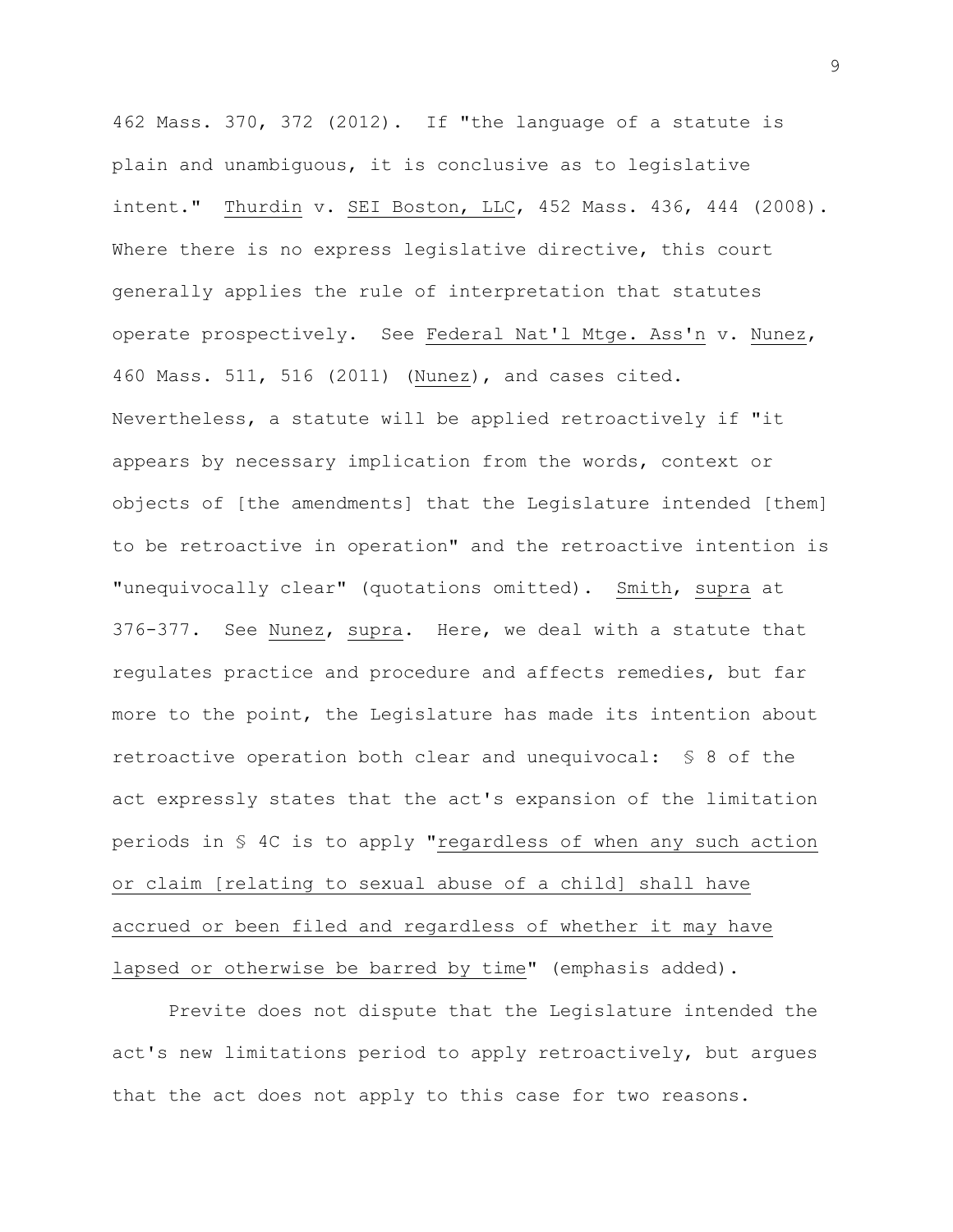462 Mass. 370, 372 (2012). If "the language of a statute is plain and unambiguous, it is conclusive as to legislative intent." Thurdin v. SEI Boston, LLC, 452 Mass. 436, 444 (2008). Where there is no express legislative directive, this court generally applies the rule of interpretation that statutes operate prospectively. See Federal Nat'l Mtge. Ass'n v. Nunez, 460 Mass. 511, 516 (2011) (Nunez), and cases cited. Nevertheless, a statute will be applied retroactively if "it appears by necessary implication from the words, context or objects of [the amendments] that the Legislature intended [them] to be retroactive in operation" and the retroactive intention is "unequivocally clear" (quotations omitted). Smith, supra at 376-377. See Nunez, supra. Here, we deal with a statute that regulates practice and procedure and affects remedies, but far more to the point, the Legislature has made its intention about retroactive operation both clear and unequivocal: § 8 of the act expressly states that the act's expansion of the limitation periods in § 4C is to apply "regardless of when any such action or claim [relating to sexual abuse of a child] shall have accrued or been filed and regardless of whether it may have lapsed or otherwise be barred by time" (emphasis added).

Previte does not dispute that the Legislature intended the act's new limitations period to apply retroactively, but argues that the act does not apply to this case for two reasons.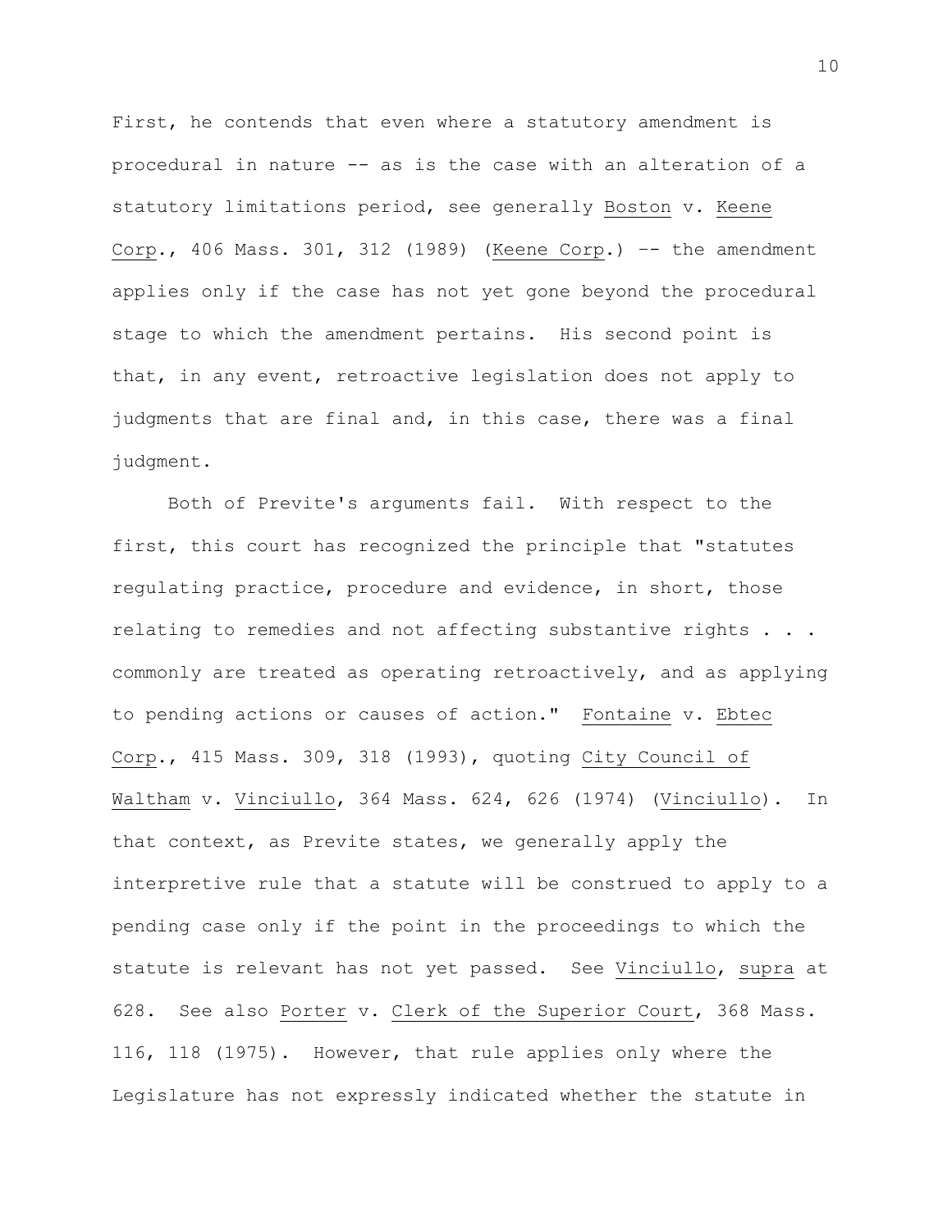First, he contends that even where a statutory amendment is procedural in nature -- as is the case with an alteration of a statutory limitations period, see generally Boston v. Keene Corp., 406 Mass. 301, 312 (1989) (Keene Corp.) -- the amendment applies only if the case has not yet gone beyond the procedural stage to which the amendment pertains. His second point is that, in any event, retroactive legislation does not apply to judgments that are final and, in this case, there was a final judgment.

Both of Previte's arguments fail. With respect to the first, this court has recognized the principle that "statutes regulating practice, procedure and evidence, in short, those relating to remedies and not affecting substantive rights . . . commonly are treated as operating retroactively, and as applying to pending actions or causes of action." Fontaine v. Ebtec Corp., 415 Mass. 309, 318 (1993), quoting City Council of Waltham v. Vinciullo, 364 Mass. 624, 626 (1974) (Vinciullo). In that context, as Previte states, we generally apply the interpretive rule that a statute will be construed to apply to a pending case only if the point in the proceedings to which the statute is relevant has not yet passed. See Vinciullo, supra at 628. See also Porter v. Clerk of the Superior Court, 368 Mass. 116, 118 (1975). However, that rule applies only where the Legislature has not expressly indicated whether the statute in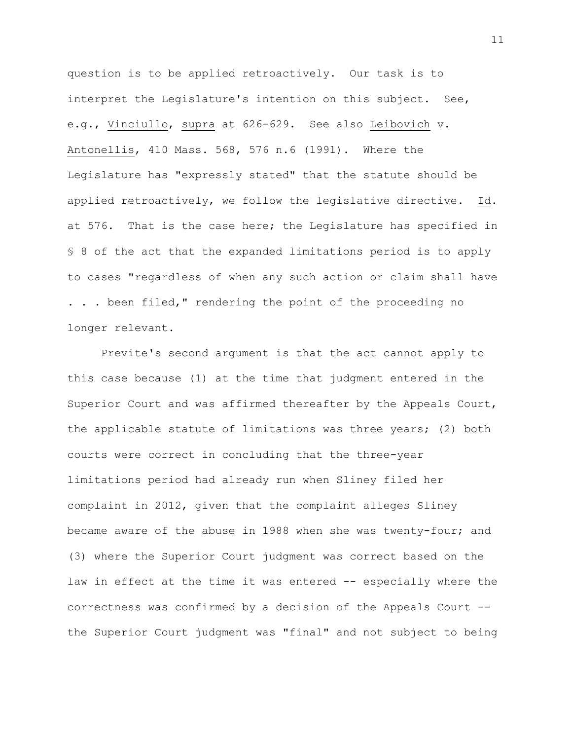question is to be applied retroactively. Our task is to interpret the Legislature's intention on this subject. See, e.g., Vinciullo, supra at 626-629. See also Leibovich v. Antonellis, 410 Mass. 568, 576 n.6 (1991). Where the Legislature has "expressly stated" that the statute should be applied retroactively, we follow the legislative directive. Id. at 576. That is the case here; the Legislature has specified in § 8 of the act that the expanded limitations period is to apply to cases "regardless of when any such action or claim shall have . . . been filed," rendering the point of the proceeding no longer relevant.

Previte's second argument is that the act cannot apply to this case because (1) at the time that judgment entered in the Superior Court and was affirmed thereafter by the Appeals Court, the applicable statute of limitations was three years; (2) both courts were correct in concluding that the three-year limitations period had already run when Sliney filed her complaint in 2012, given that the complaint alleges Sliney became aware of the abuse in 1988 when she was twenty-four; and (3) where the Superior Court judgment was correct based on the law in effect at the time it was entered -- especially where the correctness was confirmed by a decision of the Appeals Court -- the Superior Court judgment was "final" and not subject to being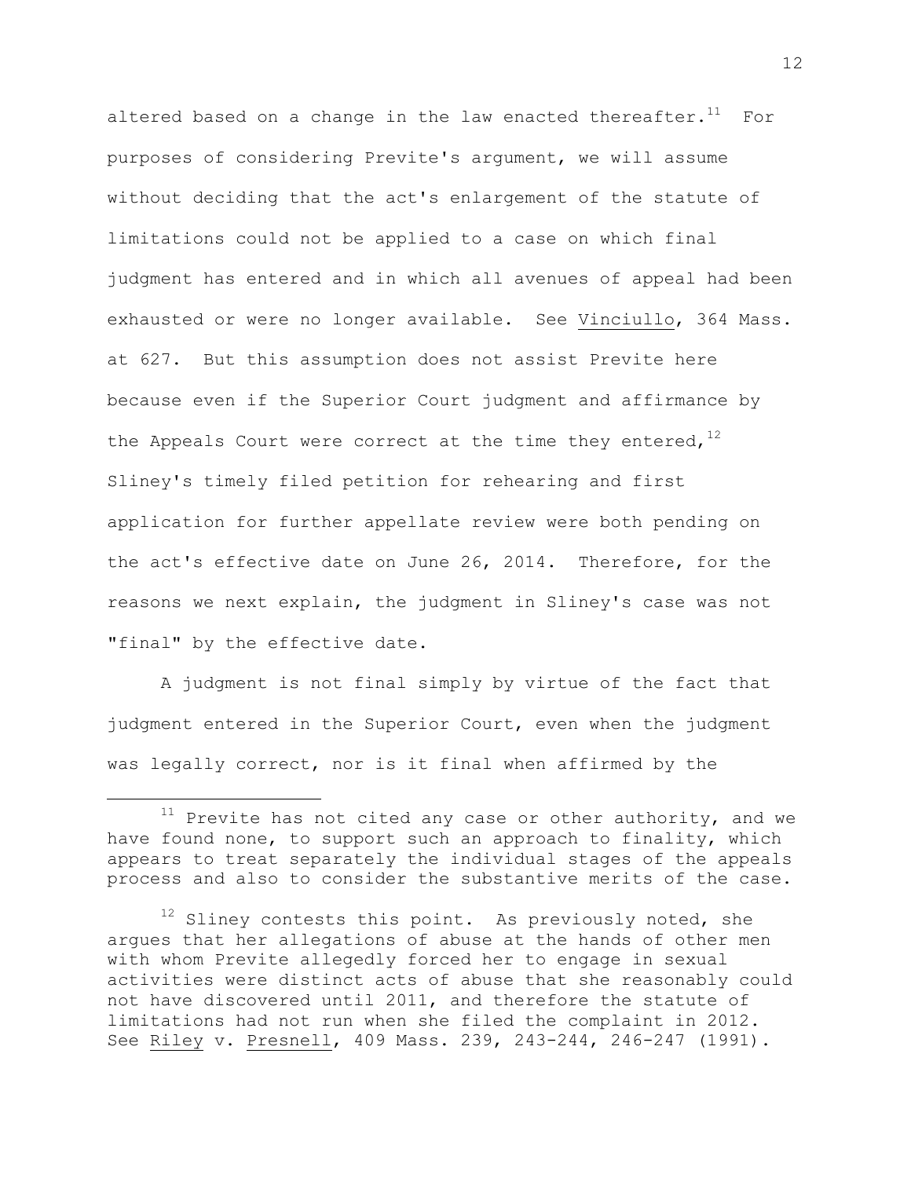altered based on a change in the law enacted thereafter.[11] For purposes of considering Previte's argument, we will assume without deciding that the act's enlargement of the statute of limitations could not be applied to a case on which final judgment has entered and in which all avenues of appeal had been exhausted or were no longer available. See Vinciullo, 364 Mass. at 627. But this assumption does not assist Previte here because even if the Superior Court judgment and affirmance by the Appeals Court were correct at the time they entered,[12] Sliney's timely filed petition for rehearing and first application for further appellate review were both pending on the act's effective date on June 26, 2014. Therefore, for the reasons we next explain, the judgment in Sliney's case was not "final" by the effective date.

A judgment is not final simply by virtue of the fact that judgment entered in the Superior Court, even when the judgment was legally correct, nor is it final when affirmed by the

---

[11] Previte has not cited any case or other authority, and we have found none, to support such an approach to finality, which appears to treat separately the individual stages of the appeals process and also to consider the substantive merits of the case.

[12] Sliney contests this point. As previously noted, she argues that her allegations of abuse at the hands of other men with whom Previte allegedly forced her to engage in sexual activities were distinct acts of abuse that she reasonably could not have discovered until 2011, and therefore the statute of limitations had not run when she filed the complaint in 2012. See Riley v. Presnell, 409 Mass. 239, 243-244, 246-247 (1991).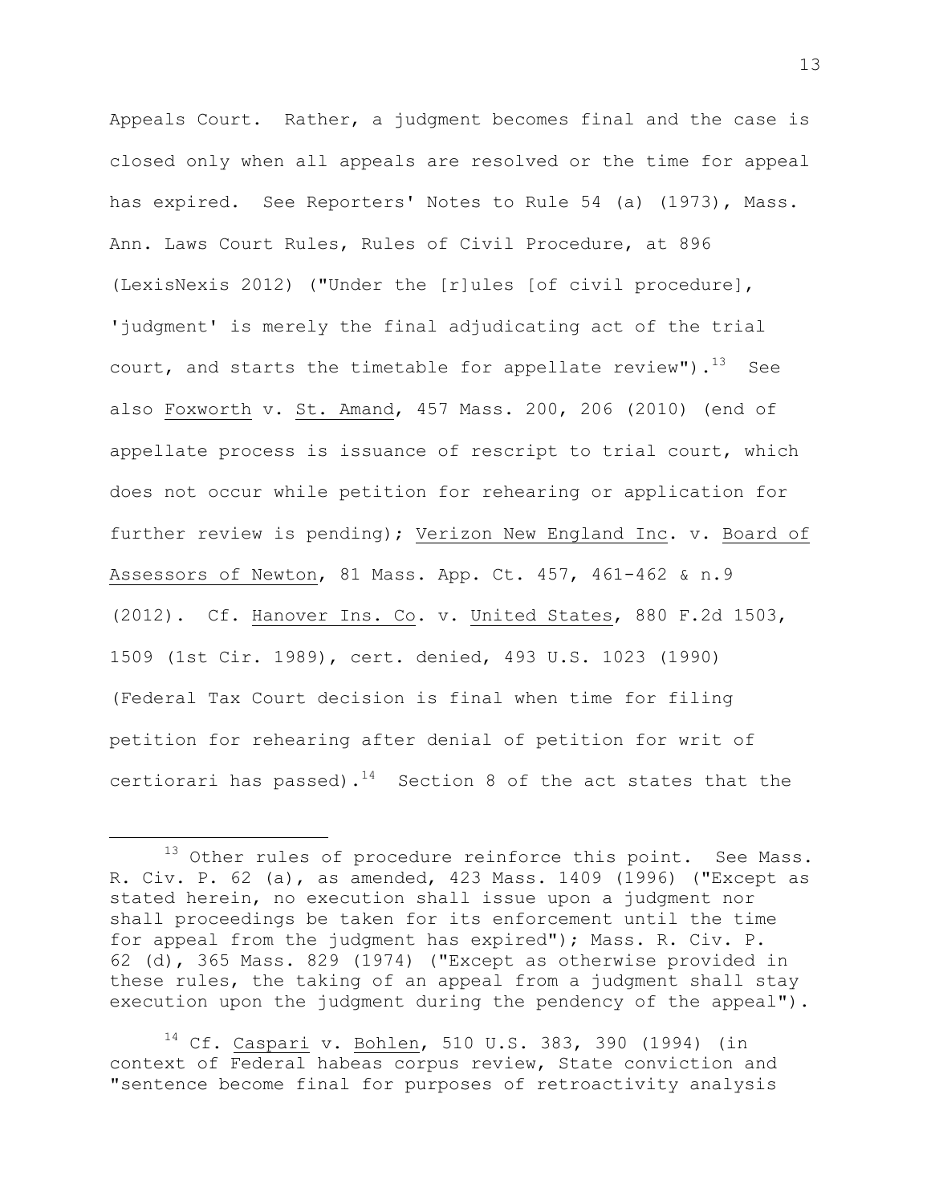Appeals Court. Rather, a judgment becomes final and the case is closed only when all appeals are resolved or the time for appeal has expired. See Reporters' Notes to Rule 54 (a) (1973), Mass. Ann. Laws Court Rules, Rules of Civil Procedure, at 896 (LexisNexis 2012) ("Under the [r]ules [of civil procedure], 'judgment' is merely the final adjudicating act of the trial court, and starts the timetable for appellate review").[13] See also Foxworth v. St. Amand, 457 Mass. 200, 206 (2010) (end of appellate process is issuance of rescript to trial court, which does not occur while petition for rehearing or application for further review is pending); Verizon New England Inc. v. Board of Assessors of Newton, 81 Mass. App. Ct. 457, 461-462 & n.9 (2012). Cf. Hanover Ins. Co. v. United States, 880 F.2d 1503, 1509 (1st Cir. 1989), cert. denied, 493 U.S. 1023 (1990) (Federal Tax Court decision is final when time for filing petition for rehearing after denial of petition for writ of certiorari has passed).[14] Section 8 of the act states that the

---

[13] Other rules of procedure reinforce this point. See Mass. R. Civ. P. 62 (a), as amended, 423 Mass. 1409 (1996) ("Except as stated herein, no execution shall issue upon a judgment nor shall proceedings be taken for its enforcement until the time for appeal from the judgment has expired"); Mass. R. Civ. P. 62 (d), 365 Mass. 829 (1974) ("Except as otherwise provided in these rules, the taking of an appeal from a judgment shall stay execution upon the judgment during the pendency of the appeal").

[14] Cf. Caspari v. Bohlen, 510 U.S. 383, 390 (1994) (in context of Federal habeas corpus review, State conviction and "sentence become final for purposes of retroactivity analysis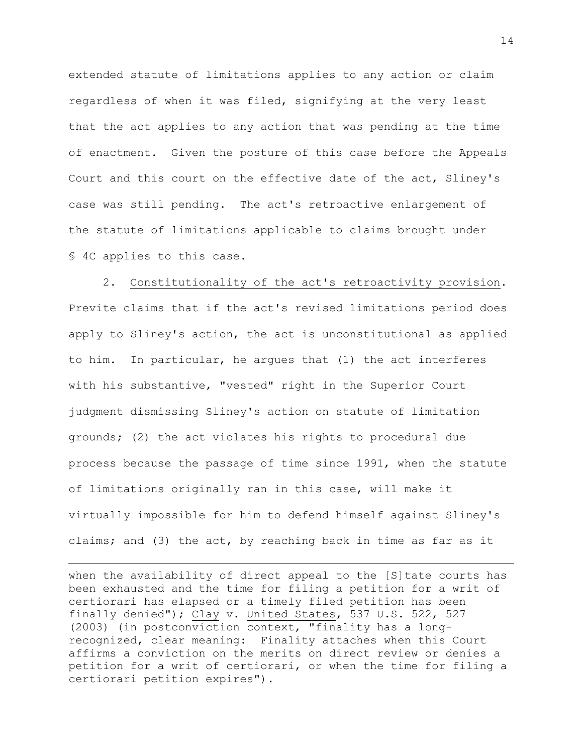extended statute of limitations applies to any action or claim regardless of when it was filed, signifying at the very least that the act applies to any action that was pending at the time of enactment. Given the posture of this case before the Appeals Court and this court on the effective date of the act, Sliney's case was still pending. The act's retroactive enlargement of the statute of limitations applicable to claims brought under § 4C applies to this case.

2. Constitutionality of the act's retroactivity provision. Previte claims that if the act's revised limitations period does apply to Sliney's action, the act is unconstitutional as applied to him. In particular, he argues that (1) the act interferes with his substantive, "vested" right in the Superior Court judgment dismissing Sliney's action on statute of limitation grounds; (2) the act violates his rights to procedural due process because the passage of time since 1991, when the statute of limitations originally ran in this case, will make it virtually impossible for him to defend himself against Sliney's claims; and (3) the act, by reaching back in time as far as it

---

when the availability of direct appeal to the [S]tate courts has been exhausted and the time for filing a petition for a writ of certiorari has elapsed or a timely filed petition has been finally denied"); Clay v. United States, 537 U.S. 522, 527 (2003) (in postconviction context, "finality has a long-recognized, clear meaning: Finality attaches when this Court affirms a conviction on the merits on direct review or denies a petition for a writ of certiorari, or when the time for filing a certiorari petition expires").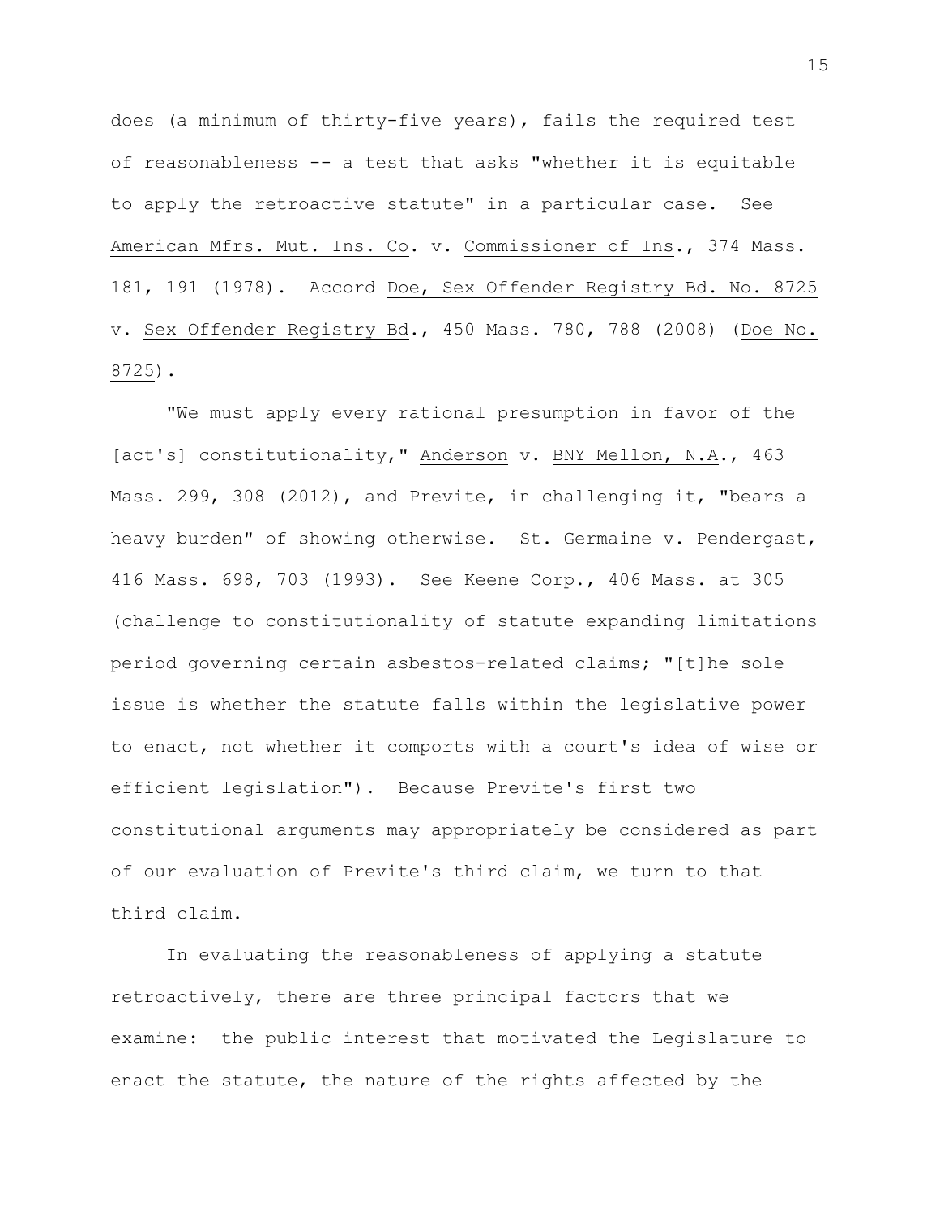does (a minimum of thirty-five years), fails the required test of reasonableness -- a test that asks "whether it is equitable to apply the retroactive statute" in a particular case. See American Mfrs. Mut. Ins. Co. v. Commissioner of Ins., 374 Mass. 181, 191 (1978). Accord Doe, Sex Offender Registry Bd. No. 8725 v. Sex Offender Registry Bd., 450 Mass. 780, 788 (2008) (Doe No. 8725).

"We must apply every rational presumption in favor of the [act's] constitutionality," Anderson v. BNY Mellon, N.A., 463 Mass. 299, 308 (2012), and Previte, in challenging it, "bears a heavy burden" of showing otherwise. St. Germaine v. Pendergast, 416 Mass. 698, 703 (1993). See Keene Corp., 406 Mass. at 305 (challenge to constitutionality of statute expanding limitations period governing certain asbestos-related claims; "[t]he sole issue is whether the statute falls within the legislative power to enact, not whether it comports with a court's idea of wise or efficient legislation"). Because Previte's first two constitutional arguments may appropriately be considered as part of our evaluation of Previte's third claim, we turn to that third claim.

In evaluating the reasonableness of applying a statute retroactively, there are three principal factors that we examine: the public interest that motivated the Legislature to enact the statute, the nature of the rights affected by the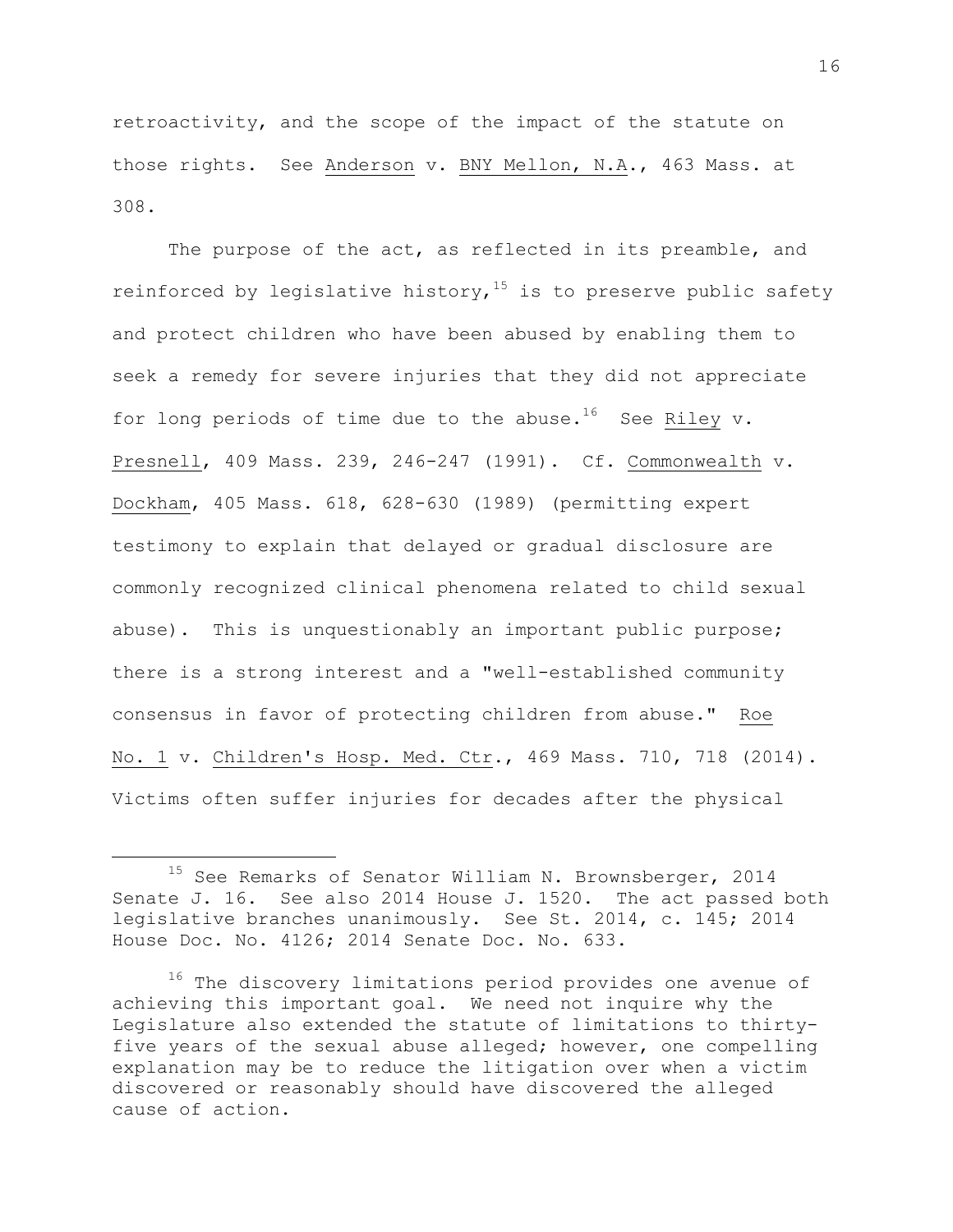retroactivity, and the scope of the impact of the statute on those rights. See Anderson v. BNY Mellon, N.A., 463 Mass. at 308.

The purpose of the act, as reflected in its preamble, and reinforced by legislative history,[15] is to preserve public safety and protect children who have been abused by enabling them to seek a remedy for severe injuries that they did not appreciate for long periods of time due to the abuse.[16] See Riley v. Presnell, 409 Mass. 239, 246-247 (1991). Cf. Commonwealth v. Dockham, 405 Mass. 618, 628-630 (1989) (permitting expert testimony to explain that delayed or gradual disclosure are commonly recognized clinical phenomena related to child sexual abuse). This is unquestionably an important public purpose; there is a strong interest and a "well-established community consensus in favor of protecting children from abuse." Roe No. 1 v. Children's Hosp. Med. Ctr., 469 Mass. 710, 718 (2014). Victims often suffer injuries for decades after the physical

---

[15] See Remarks of Senator William N. Brownsberger, 2014 Senate J. 16. See also 2014 House J. 1520. The act passed both legislative branches unanimously. See St. 2014, c. 145; 2014 House Doc. No. 4126; 2014 Senate Doc. No. 633.

[16] The discovery limitations period provides one avenue of achieving this important goal. We need not inquire why the Legislature also extended the statute of limitations to thirty-five years of the sexual abuse alleged; however, one compelling explanation may be to reduce the litigation over when a victim discovered or reasonably should have discovered the alleged cause of action.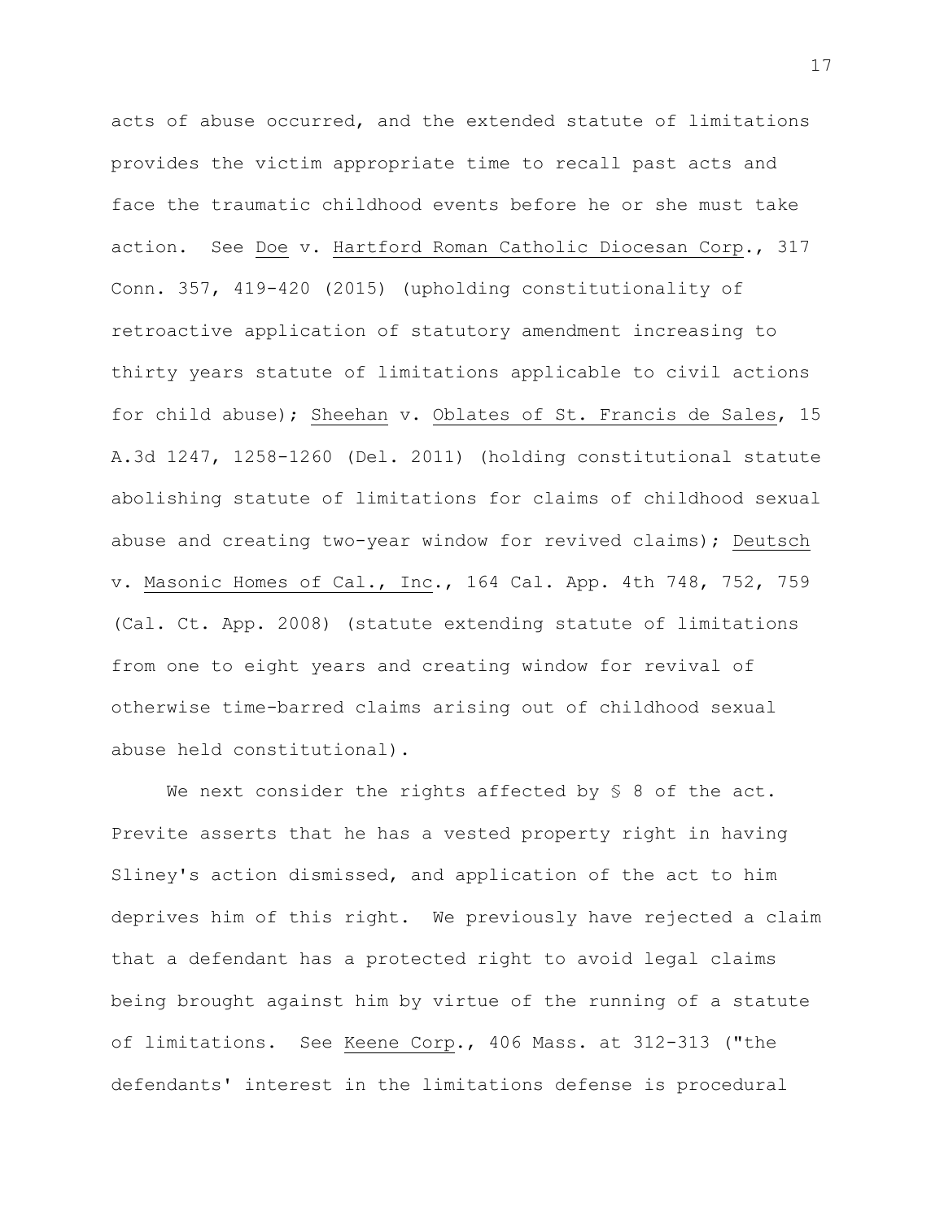acts of abuse occurred, and the extended statute of limitations provides the victim appropriate time to recall past acts and face the traumatic childhood events before he or she must take action. See Doe v. Hartford Roman Catholic Diocesan Corp., 317 Conn. 357, 419-420 (2015) (upholding constitutionality of retroactive application of statutory amendment increasing to thirty years statute of limitations applicable to civil actions for child abuse); Sheehan v. Oblates of St. Francis de Sales, 15 A.3d 1247, 1258-1260 (Del. 2011) (holding constitutional statute abolishing statute of limitations for claims of childhood sexual abuse and creating two-year window for revived claims); Deutsch v. Masonic Homes of Cal., Inc., 164 Cal. App. 4th 748, 752, 759 (Cal. Ct. App. 2008) (statute extending statute of limitations from one to eight years and creating window for revival of otherwise time-barred claims arising out of childhood sexual abuse held constitutional).

We next consider the rights affected by § 8 of the act. Previte asserts that he has a vested property right in having Sliney's action dismissed, and application of the act to him deprives him of this right. We previously have rejected a claim that a defendant has a protected right to avoid legal claims being brought against him by virtue of the running of a statute of limitations. See Keene Corp., 406 Mass. at 312-313 ("the defendants' interest in the limitations defense is procedural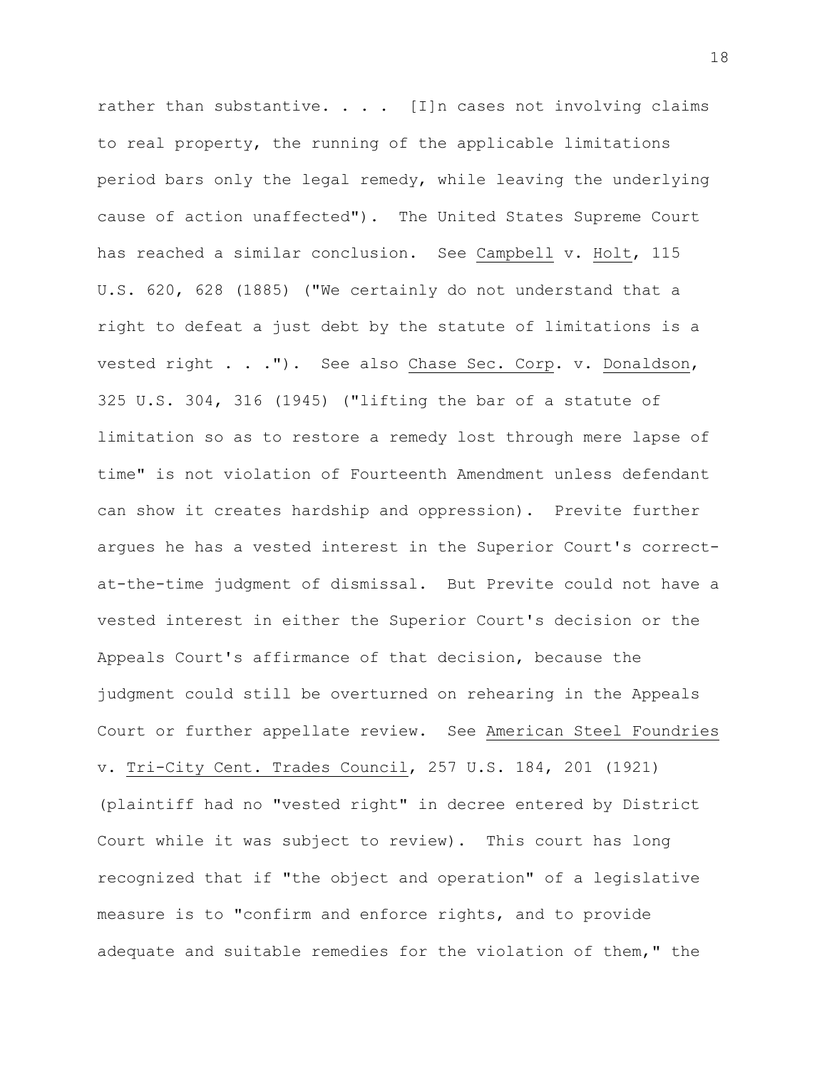rather than substantive. . . . [I]n cases not involving claims to real property, the running of the applicable limitations period bars only the legal remedy, while leaving the underlying cause of action unaffected"). The United States Supreme Court has reached a similar conclusion. See Campbell v. Holt, 115 U.S. 620, 628 (1885) ("We certainly do not understand that a right to defeat a just debt by the statute of limitations is a vested right . . ."). See also Chase Sec. Corp. v. Donaldson, 325 U.S. 304, 316 (1945) ("lifting the bar of a statute of limitation so as to restore a remedy lost through mere lapse of time" is not violation of Fourteenth Amendment unless defendant can show it creates hardship and oppression). Previte further argues he has a vested interest in the Superior Court's correct-at-the-time judgment of dismissal. But Previte could not have a vested interest in either the Superior Court's decision or the Appeals Court's affirmance of that decision, because the judgment could still be overturned on rehearing in the Appeals Court or further appellate review. See American Steel Foundries v. Tri-City Cent. Trades Council, 257 U.S. 184, 201 (1921) (plaintiff had no "vested right" in decree entered by District Court while it was subject to review). This court has long recognized that if "the object and operation" of a legislative measure is to "confirm and enforce rights, and to provide adequate and suitable remedies for the violation of them," the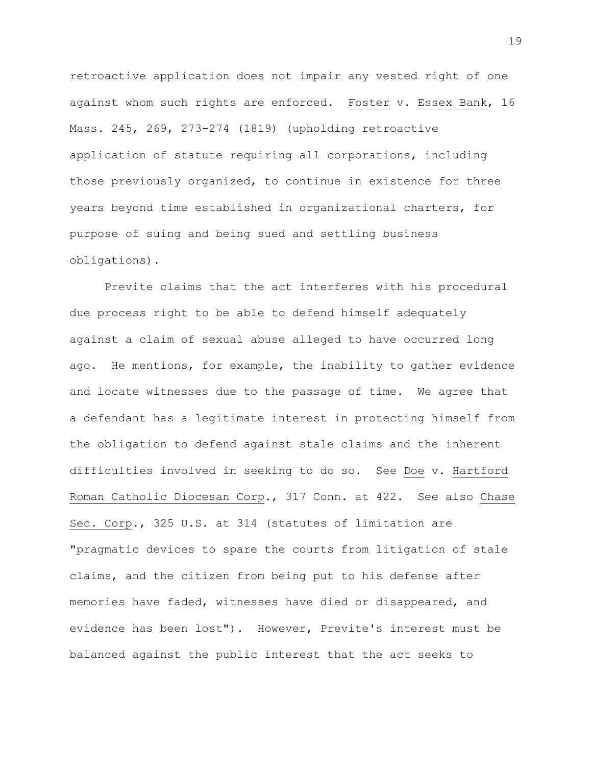retroactive application does not impair any vested right of one against whom such rights are enforced. Foster v. Essex Bank, 16 Mass. 245, 269, 273-274 (1819) (upholding retroactive application of statute requiring all corporations, including those previously organized, to continue in existence for three years beyond time established in organizational charters, for purpose of suing and being sued and settling business obligations).

Previte claims that the act interferes with his procedural due process right to be able to defend himself adequately against a claim of sexual abuse alleged to have occurred long ago. He mentions, for example, the inability to gather evidence and locate witnesses due to the passage of time. We agree that a defendant has a legitimate interest in protecting himself from the obligation to defend against stale claims and the inherent difficulties involved in seeking to do so. See Doe v. Hartford Roman Catholic Diocesan Corp., 317 Conn. at 422. See also Chase Sec. Corp., 325 U.S. at 314 (statutes of limitation are "pragmatic devices to spare the courts from litigation of stale claims, and the citizen from being put to his defense after memories have faded, witnesses have died or disappeared, and evidence has been lost"). However, Previte's interest must be balanced against the public interest that the act seeks to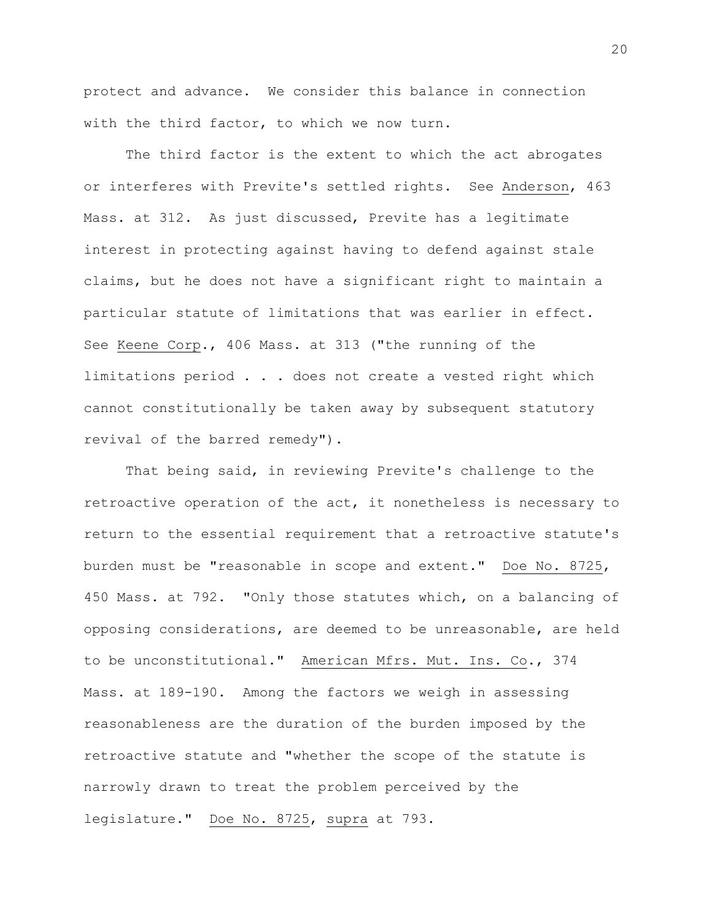protect and advance. We consider this balance in connection with the third factor, to which we now turn.

The third factor is the extent to which the act abrogates or interferes with Previte's settled rights. See Anderson, 463 Mass. at 312. As just discussed, Previte has a legitimate interest in protecting against having to defend against stale claims, but he does not have a significant right to maintain a particular statute of limitations that was earlier in effect. See Keene Corp., 406 Mass. at 313 ("the running of the limitations period . . . does not create a vested right which cannot constitutionally be taken away by subsequent statutory revival of the barred remedy").

That being said, in reviewing Previte's challenge to the retroactive operation of the act, it nonetheless is necessary to return to the essential requirement that a retroactive statute's burden must be "reasonable in scope and extent." Doe No. 8725, 450 Mass. at 792. "Only those statutes which, on a balancing of opposing considerations, are deemed to be unreasonable, are held to be unconstitutional." American Mfrs. Mut. Ins. Co., 374 Mass. at 189-190. Among the factors we weigh in assessing reasonableness are the duration of the burden imposed by the retroactive statute and "whether the scope of the statute is narrowly drawn to treat the problem perceived by the legislature." Doe No. 8725, supra at 793.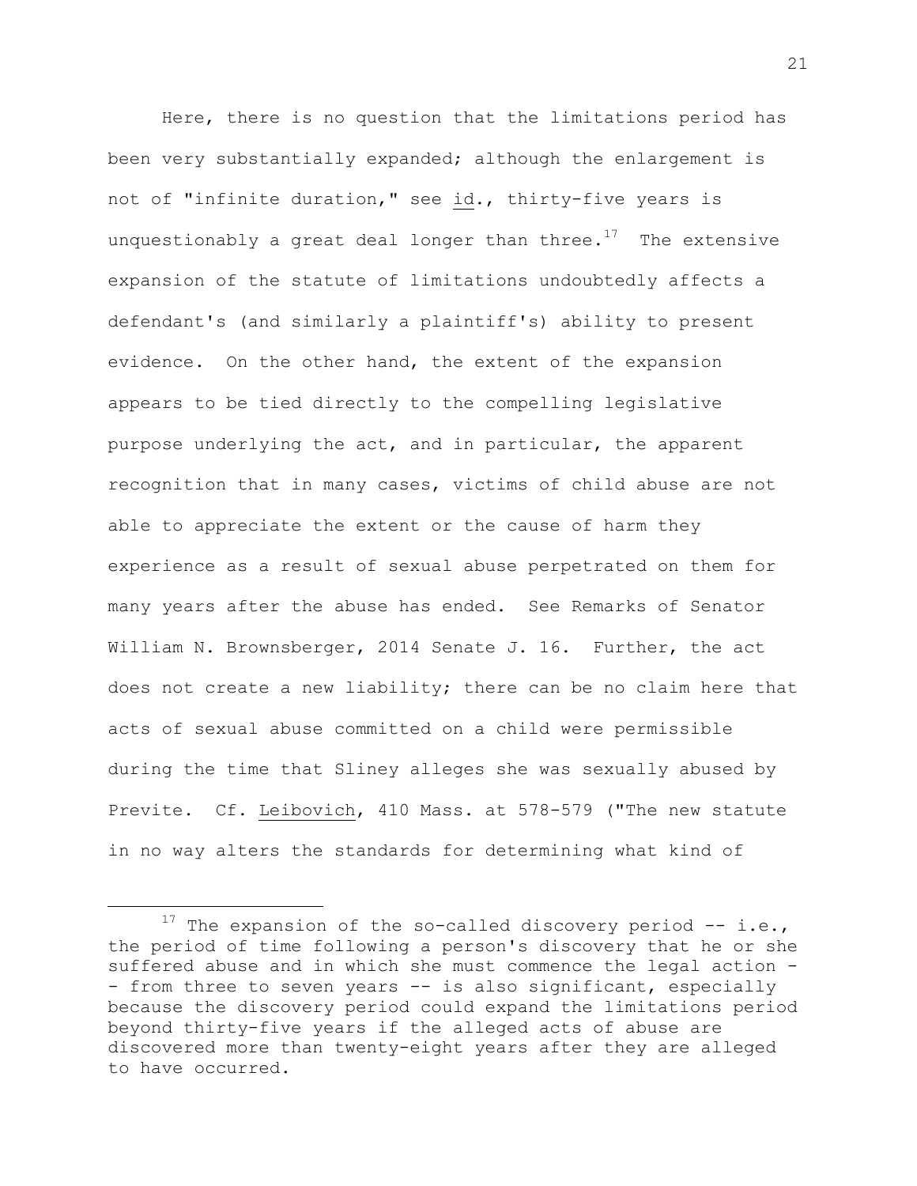Here, there is no question that the limitations period has been very substantially expanded; although the enlargement is not of "infinite duration," see id., thirty-five years is unquestionably a great deal longer than three.[17] The extensive expansion of the statute of limitations undoubtedly affects a defendant's (and similarly a plaintiff's) ability to present evidence. On the other hand, the extent of the expansion appears to be tied directly to the compelling legislative purpose underlying the act, and in particular, the apparent recognition that in many cases, victims of child abuse are not able to appreciate the extent or the cause of harm they experience as a result of sexual abuse perpetrated on them for many years after the abuse has ended. See Remarks of Senator William N. Brownsberger, 2014 Senate J. 16. Further, the act does not create a new liability; there can be no claim here that acts of sexual abuse committed on a child were permissible during the time that Sliney alleges she was sexually abused by Previte. Cf. Leibovich, 410 Mass. at 578-579 ("The new statute in no way alters the standards for determining what kind of

---

[17] The expansion of the so-called discovery period -- i.e., the period of time following a person's discovery that he or she suffered abuse and in which she must commence the legal action -- from three to seven years -- is also significant, especially because the discovery period could expand the limitations period beyond thirty-five years if the alleged acts of abuse are discovered more than twenty-eight years after they are alleged to have occurred.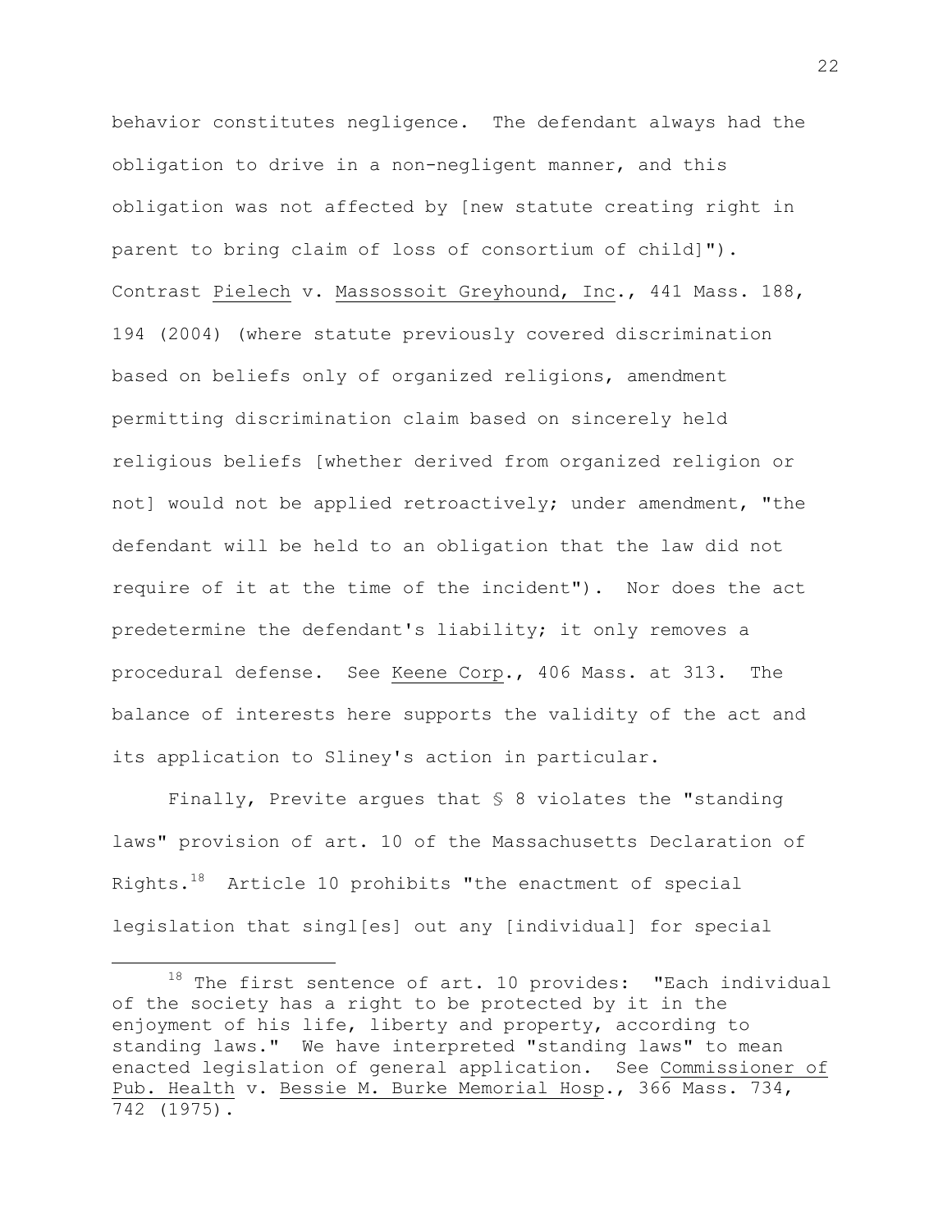behavior constitutes negligence. The defendant always had the obligation to drive in a non-negligent manner, and this obligation was not affected by [new statute creating right in parent to bring claim of loss of consortium of child]"). Contrast Pielech v. Massossoit Greyhound, Inc., 441 Mass. 188, 194 (2004) (where statute previously covered discrimination based on beliefs only of organized religions, amendment permitting discrimination claim based on sincerely held religious beliefs [whether derived from organized religion or not] would not be applied retroactively; under amendment, "the defendant will be held to an obligation that the law did not require of it at the time of the incident"). Nor does the act predetermine the defendant's liability; it only removes a procedural defense. See Keene Corp., 406 Mass. at 313. The balance of interests here supports the validity of the act and its application to Sliney's action in particular.

Finally, Previte argues that § 8 violates the "standing laws" provision of art. 10 of the Massachusetts Declaration of Rights.[18] Article 10 prohibits "the enactment of special legislation that singl[es] out any [individual] for special

---

[18] The first sentence of art. 10 provides: "Each individual of the society has a right to be protected by it in the enjoyment of his life, liberty and property, according to standing laws." We have interpreted "standing laws" to mean enacted legislation of general application. See Commissioner of Pub. Health v. Bessie M. Burke Memorial Hosp., 366 Mass. 734, 742 (1975).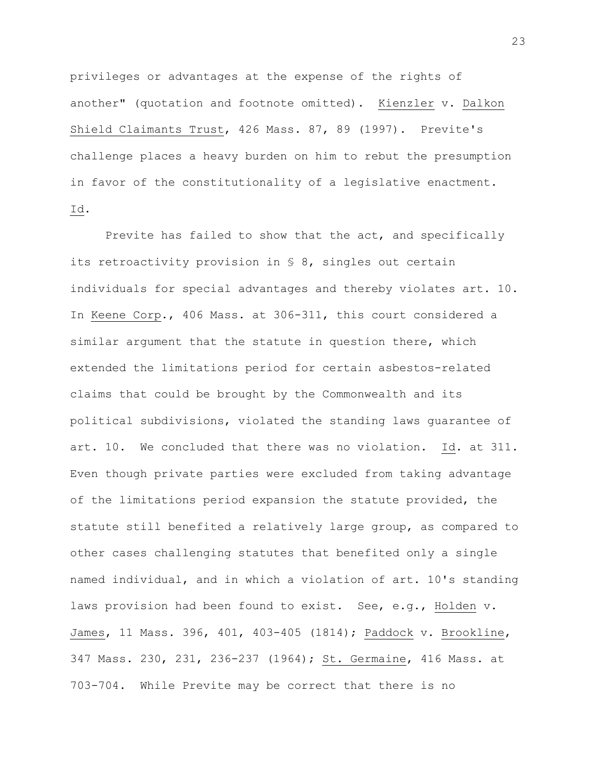privileges or advantages at the expense of the rights of another" (quotation and footnote omitted). Kienzler v. Dalkon Shield Claimants Trust, 426 Mass. 87, 89 (1997). Previte's challenge places a heavy burden on him to rebut the presumption in favor of the constitutionality of a legislative enactment. Id.

Previte has failed to show that the act, and specifically its retroactivity provision in § 8, singles out certain individuals for special advantages and thereby violates art. 10. In Keene Corp., 406 Mass. at 306-311, this court considered a similar argument that the statute in question there, which extended the limitations period for certain asbestos-related claims that could be brought by the Commonwealth and its political subdivisions, violated the standing laws guarantee of art. 10. We concluded that there was no violation. Id. at 311. Even though private parties were excluded from taking advantage of the limitations period expansion the statute provided, the statute still benefited a relatively large group, as compared to other cases challenging statutes that benefited only a single named individual, and in which a violation of art. 10's standing laws provision had been found to exist. See, e.g., Holden v. James, 11 Mass. 396, 401, 403-405 (1814); Paddock v. Brookline, 347 Mass. 230, 231, 236-237 (1964); St. Germaine, 416 Mass. at 703-704. While Previte may be correct that there is no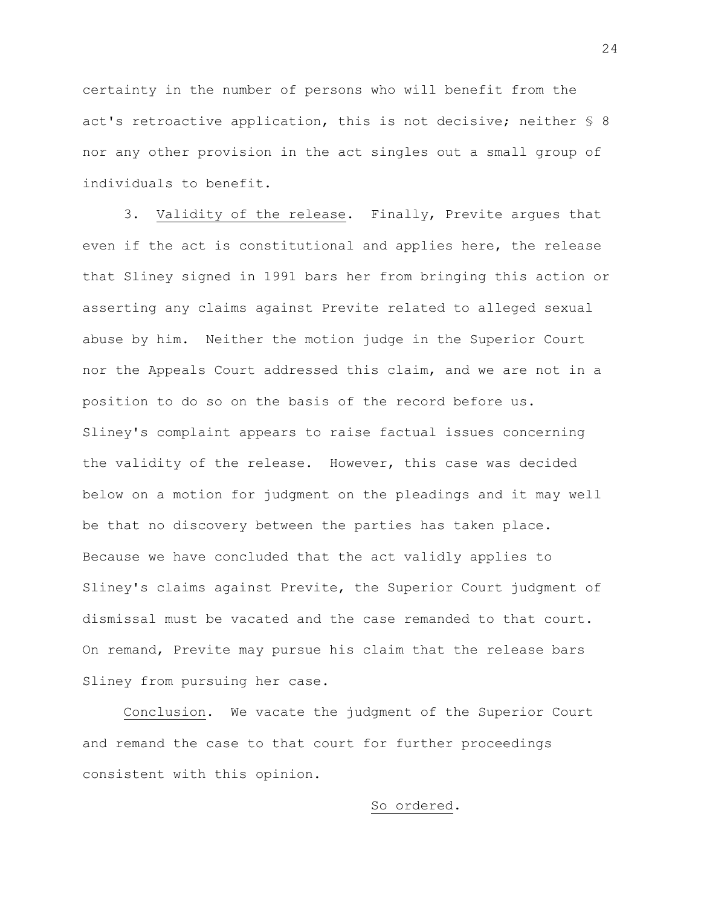certainty in the number of persons who will benefit from the act's retroactive application, this is not decisive; neither § 8 nor any other provision in the act singles out a small group of individuals to benefit.

3. Validity of the release. Finally, Previte argues that even if the act is constitutional and applies here, the release that Sliney signed in 1991 bars her from bringing this action or asserting any claims against Previte related to alleged sexual abuse by him. Neither the motion judge in the Superior Court nor the Appeals Court addressed this claim, and we are not in a position to do so on the basis of the record before us. Sliney's complaint appears to raise factual issues concerning the validity of the release. However, this case was decided below on a motion for judgment on the pleadings and it may well be that no discovery between the parties has taken place. Because we have concluded that the act validly applies to Sliney's claims against Previte, the Superior Court judgment of dismissal must be vacated and the case remanded to that court. On remand, Previte may pursue his claim that the release bars Sliney from pursuing her case.

Conclusion. We vacate the judgment of the Superior Court and remand the case to that court for further proceedings consistent with this opinion.

So ordered.